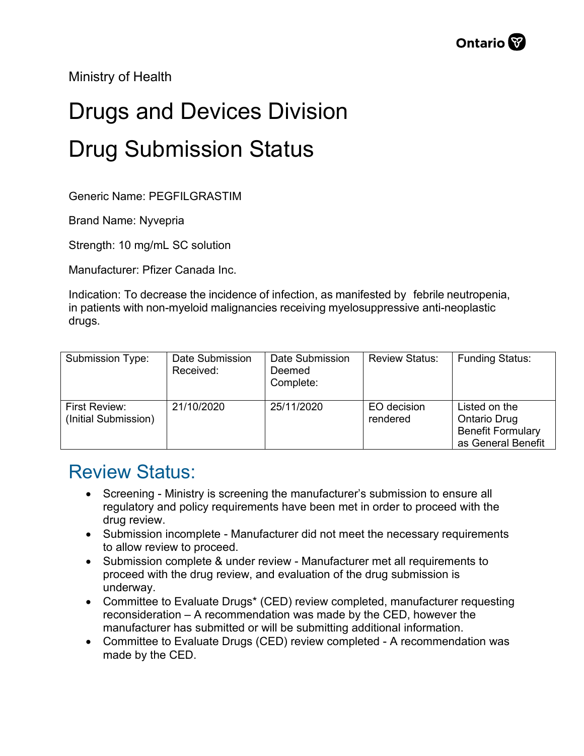Ministry of Health

# Drugs and Devices Division

# Drug Submission Status

Generic Name: PEGFILGRASTIM

Brand Name: Nyvepria

Strength: 10 mg/mL SC solution

Manufacturer: Pfizer Canada Inc.

Indication: To decrease the incidence of infection, as manifested by febrile neutropenia, in patients with non-myeloid malignancies receiving myelosuppressive anti-neoplastic drugs.

| Submission Type: | Date Submission Received: | Date Submission Deemed Complete: | Review Status: | Funding Status: |
|---|---|---|---|---|
| First Review: (Initial Submission) | 21/10/2020 | 25/11/2020 | EO decision rendered | Listed on the Ontario Drug Benefit Formulary as General Benefit |

## Review Status:

- Screening - Ministry is screening the manufacturer's submission to ensure all regulatory and policy requirements have been met in order to proceed with the drug review.
- Submission incomplete - Manufacturer did not meet the necessary requirements to allow review to proceed.
- Submission complete & under review - Manufacturer met all requirements to proceed with the drug review, and evaluation of the drug submission is underway.
- Committee to Evaluate Drugs* (CED) review completed, manufacturer requesting reconsideration – A recommendation was made by the CED, however the manufacturer has submitted or will be submitting additional information.
- Committee to Evaluate Drugs (CED) review completed - A recommendation was made by the CED.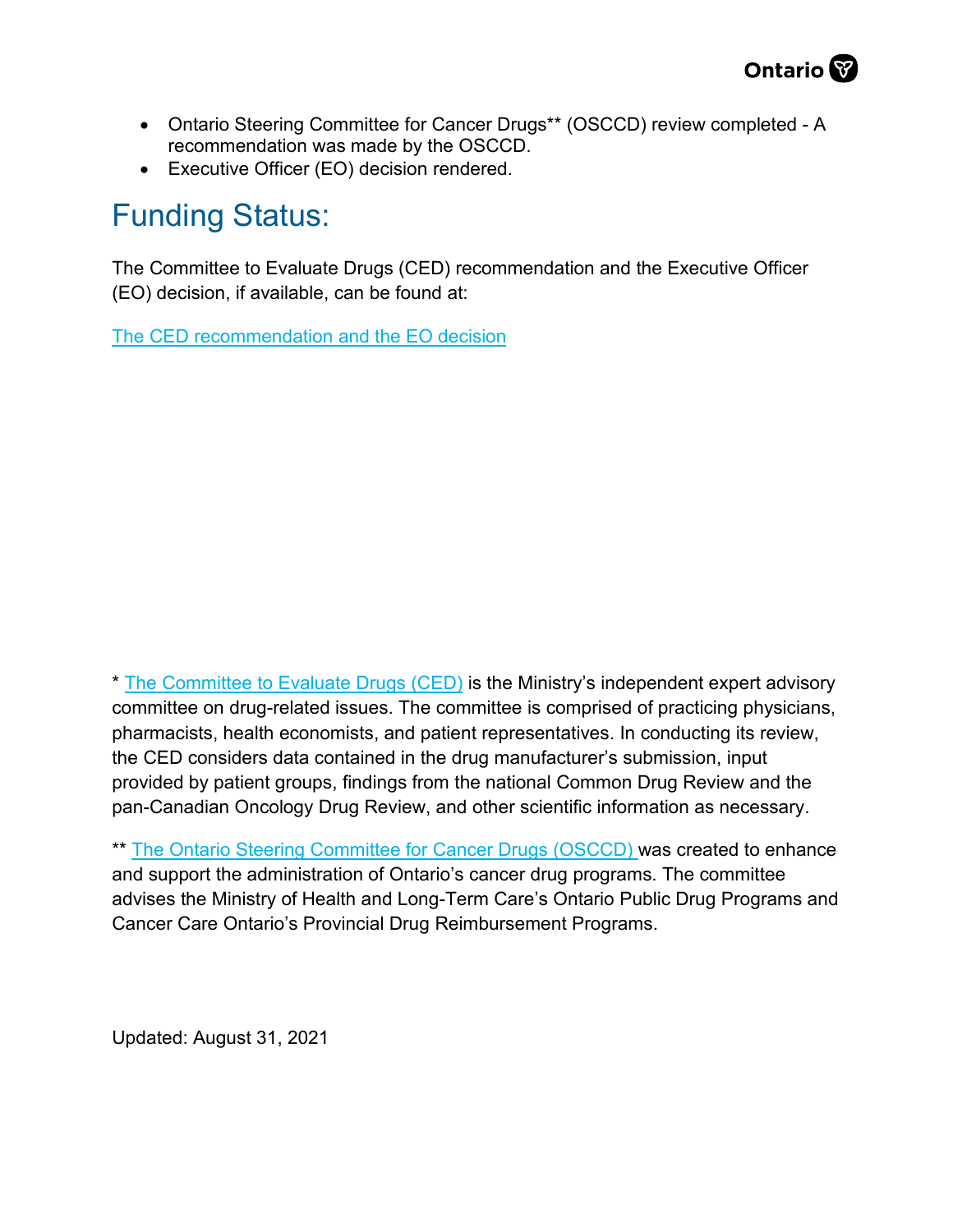- Ontario Steering Committee for Cancer Drugs** (OSCCD) review completed - A recommendation was made by the OSCCD.
- Executive Officer (EO) decision rendered.

## Funding Status:

The Committee to Evaluate Drugs (CED) recommendation and the Executive Officer (EO) decision, if available, can be found at:

[The CED recommendation and the EO decision]

* [The Committee to Evaluate Drugs (CED)] is the Ministry's independent expert advisory committee on drug-related issues. The committee is comprised of practicing physicians, pharmacists, health economists, and patient representatives. In conducting its review, the CED considers data contained in the drug manufacturer's submission, input provided by patient groups, findings from the national Common Drug Review and the pan-Canadian Oncology Drug Review, and other scientific information as necessary.

** [The Ontario Steering Committee for Cancer Drugs (OSCCD)] was created to enhance and support the administration of Ontario's cancer drug programs. The committee advises the Ministry of Health and Long-Term Care's Ontario Public Drug Programs and Cancer Care Ontario's Provincial Drug Reimbursement Programs.

Updated: August 31, 2021